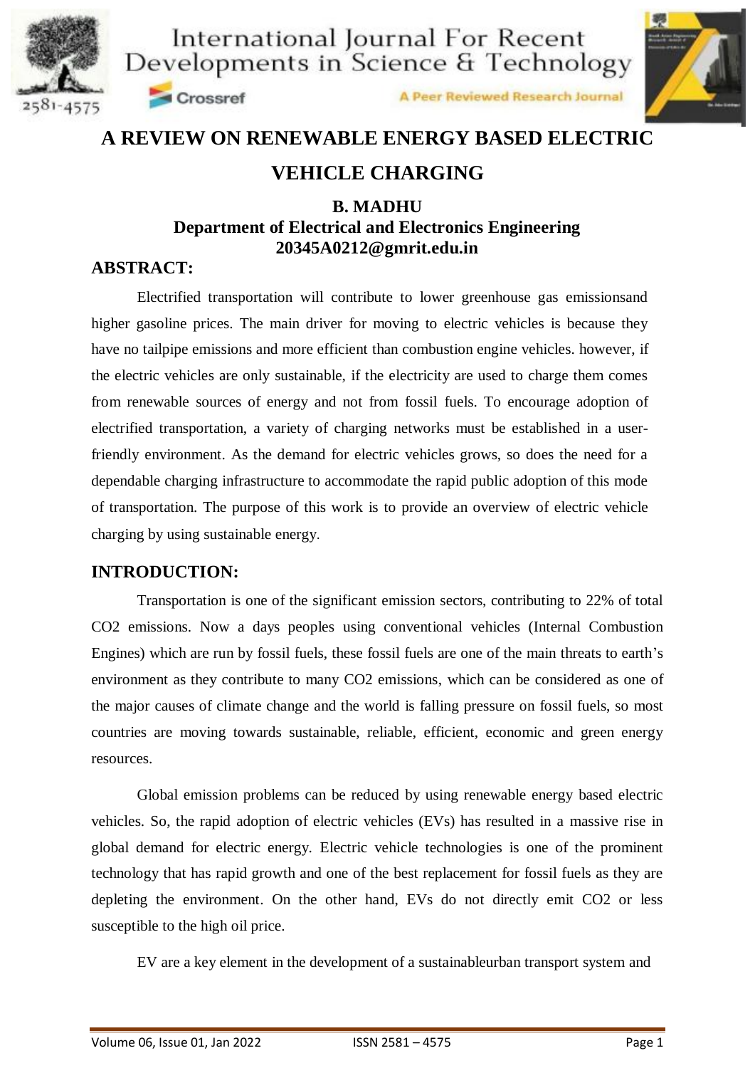# A REVIEW ON RENEWABLE ENERGY BASED ELECTRIC VEHICLE CHARGING

**B. MADHU**
**Department of Electrical and Electronics Engineering**
**20345A0212@gmrit.edu.in**

## ABSTRACT:

Electrified transportation will contribute to lower greenhouse gas emissionsand higher gasoline prices. The main driver for moving to electric vehicles is because they have no tailpipe emissions and more efficient than combustion engine vehicles. however, if the electric vehicles are only sustainable, if the electricity are used to charge them comes from renewable sources of energy and not from fossil fuels. To encourage adoption of electrified transportation, a variety of charging networks must be established in a user-friendly environment. As the demand for electric vehicles grows, so does the need for a dependable charging infrastructure to accommodate the rapid public adoption of this mode of transportation. The purpose of this work is to provide an overview of electric vehicle charging by using sustainable energy.

## INTRODUCTION:

Transportation is one of the significant emission sectors, contributing to 22% of total $CO_2$ emissions. Now a days peoples using conventional vehicles (Internal Combustion Engines) which are run by fossil fuels, these fossil fuels are one of the main threats to earth's environment as they contribute to many $CO_2$ emissions, which can be considered as one of the major causes of climate change and the world is falling pressure on fossil fuels, so most countries are moving towards sustainable, reliable, efficient, economic and green energy resources.

Global emission problems can be reduced by using renewable energy based electric vehicles. So, the rapid adoption of electric vehicles (EVs) has resulted in a massive rise in global demand for electric energy. Electric vehicle technologies is one of the prominent technology that has rapid growth and one of the best replacement for fossil fuels as they are depleting the environment. On the other hand, EVs do not directly emit $CO_2$ or less susceptible to the high oil price.

EV are a key element in the development of a sustainableurban transport system and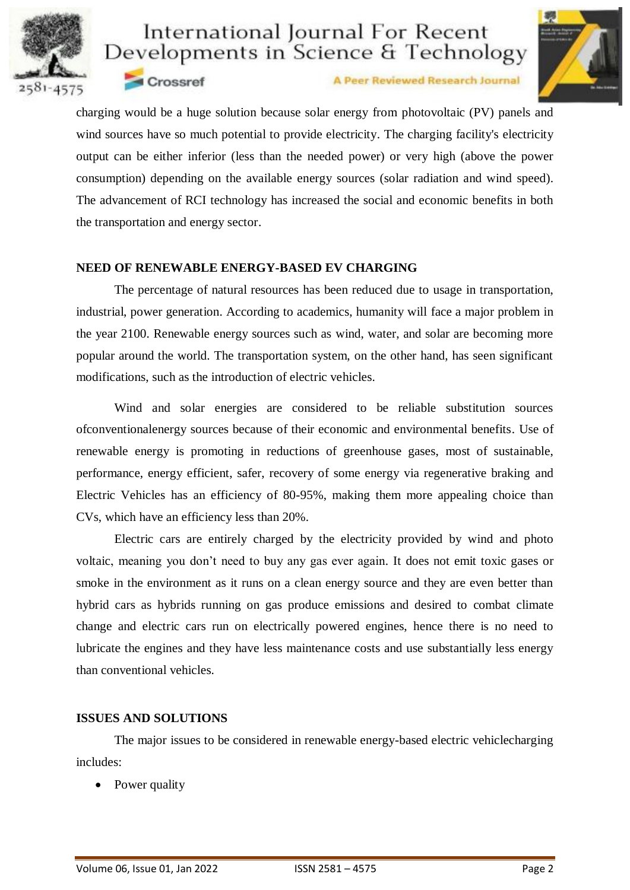charging would be a huge solution because solar energy from photovoltaic (PV) panels and wind sources have so much potential to provide electricity. The charging facility's electricity output can be either inferior (less than the needed power) or very high (above the power consumption) depending on the available energy sources (solar radiation and wind speed). The advancement of RCI technology has increased the social and economic benefits in both the transportation and energy sector.

## NEED OF RENEWABLE ENERGY-BASED EV CHARGING

The percentage of natural resources has been reduced due to usage in transportation, industrial, power generation. According to academics, humanity will face a major problem in the year 2100. Renewable energy sources such as wind, water, and solar are becoming more popular around the world. The transportation system, on the other hand, has seen significant modifications, such as the introduction of electric vehicles.

Wind and solar energies are considered to be reliable substitution sources ofconventionalenergy sources because of their economic and environmental benefits. Use of renewable energy is promoting in reductions of greenhouse gases, most of sustainable, performance, energy efficient, safer, recovery of some energy via regenerative braking and Electric Vehicles has an efficiency of 80-95%, making them more appealing choice than CVs, which have an efficiency less than 20%.

Electric cars are entirely charged by the electricity provided by wind and photo voltaic, meaning you don't need to buy any gas ever again. It does not emit toxic gases or smoke in the environment as it runs on a clean energy source and they are even better than hybrid cars as hybrids running on gas produce emissions and desired to combat climate change and electric cars run on electrically powered engines, hence there is no need to lubricate the engines and they have less maintenance costs and use substantially less energy than conventional vehicles.

## ISSUES AND SOLUTIONS

The major issues to be considered in renewable energy-based electric vehiclecharging includes:

- Power quality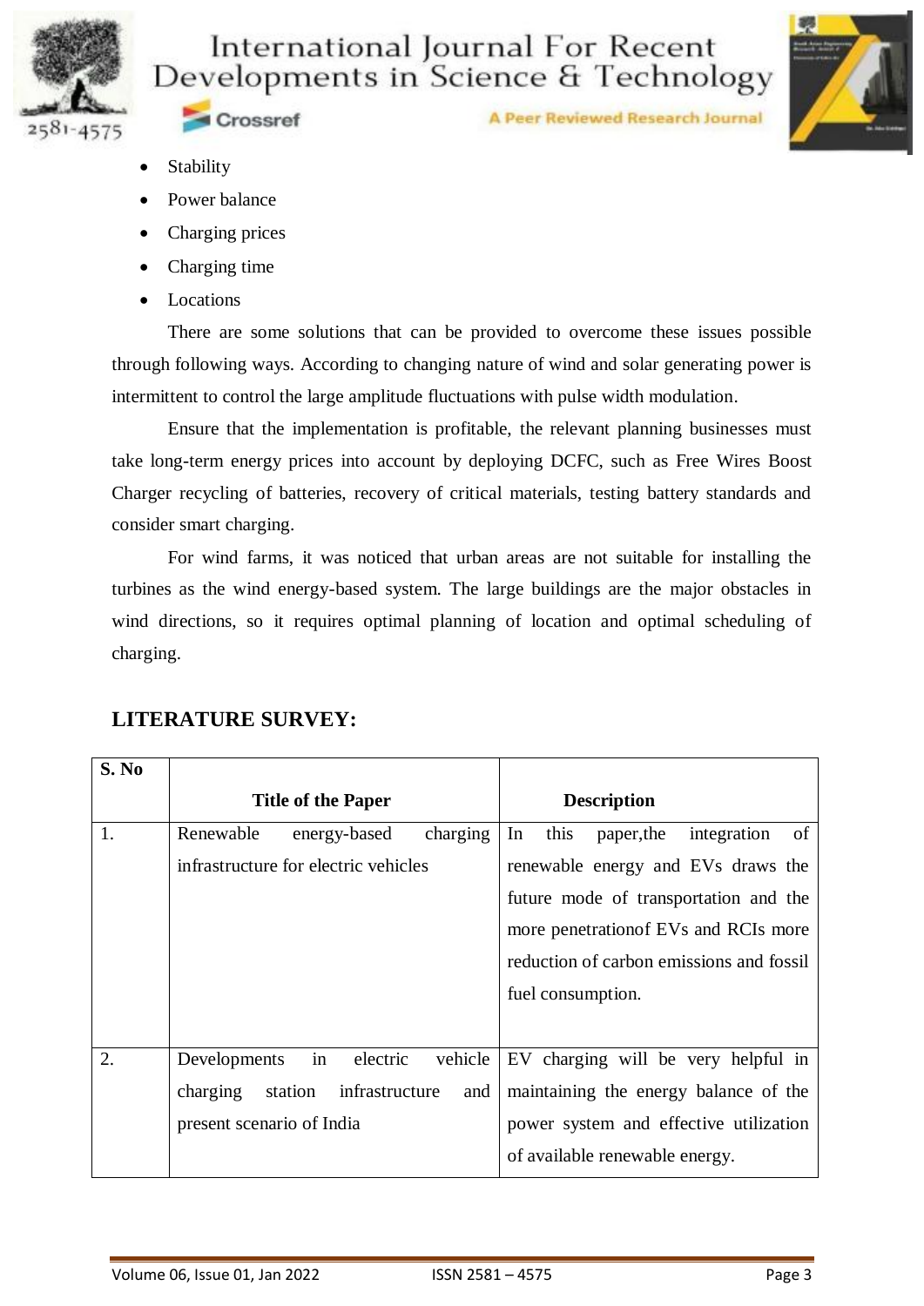- Stability
- Power balance
- Charging prices
- Charging time
- Locations

There are some solutions that can be provided to overcome these issues possible through following ways. According to changing nature of wind and solar generating power is intermittent to control the large amplitude fluctuations with pulse width modulation.

Ensure that the implementation is profitable, the relevant planning businesses must take long-term energy prices into account by deploying DCFC, such as Free Wires Boost Charger recycling of batteries, recovery of critical materials, testing battery standards and consider smart charging.

For wind farms, it was noticed that urban areas are not suitable for installing the turbines as the wind energy-based system. The large buildings are the major obstacles in wind directions, so it requires optimal planning of location and optimal scheduling of charging.

## LITERATURE SURVEY:

| S. No | Title of the Paper | Description |
|---|---|---|
| 1. | Renewable energy-based charging infrastructure for electric vehicles | In this paper,the integration of renewable energy and EVs draws the future mode of transportation and the more penetrationof EVs and RCIs more reduction of carbon emissions and fossil fuel consumption. |
| 2. | Developments in electric vehicle charging station infrastructure and present scenario of India | EV charging will be very helpful in maintaining the energy balance of the power system and effective utilization of available renewable energy. |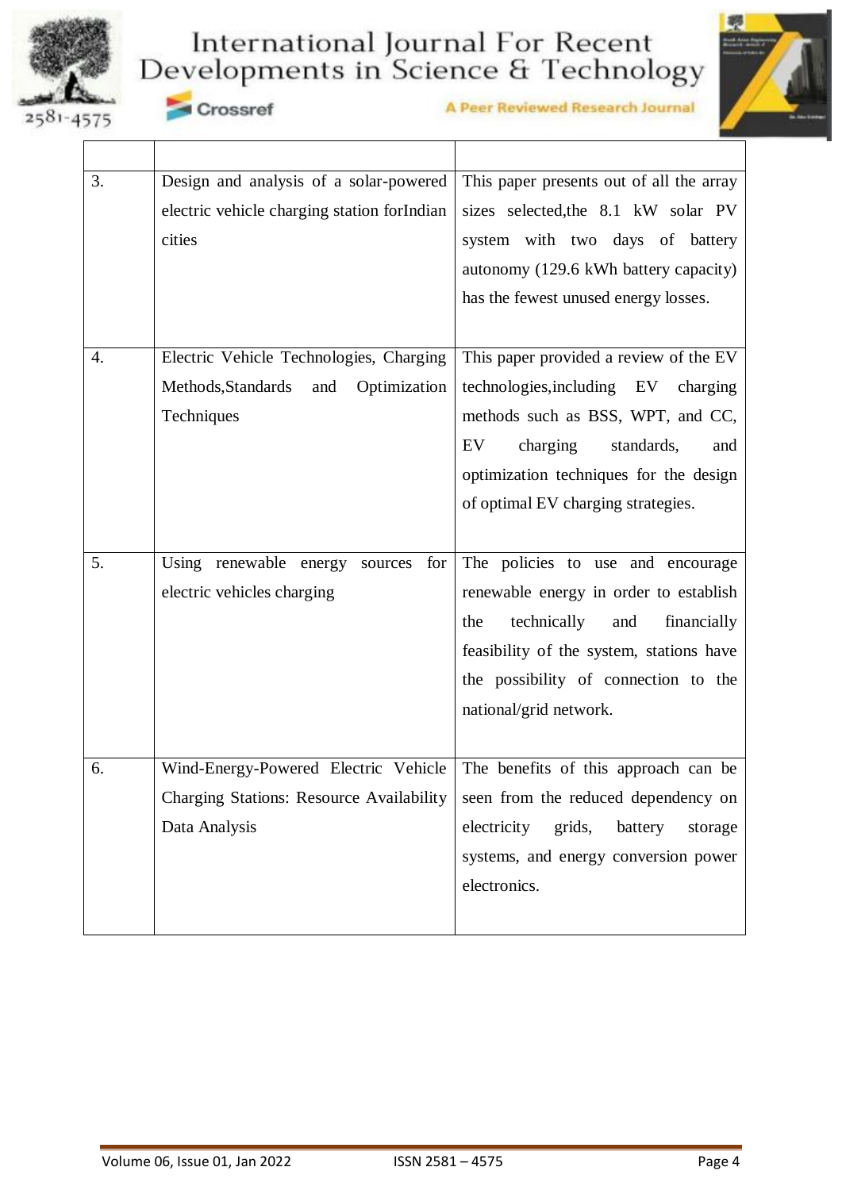| | | |
|---|---|---|
| 3. | Design and analysis of a solar-powered electric vehicle charging station forIndian cities | This paper presents out of all the array sizes selected,the 8.1 kW solar PV system with two days of battery autonomy (129.6 kWh battery capacity) has the fewest unused energy losses. |
| 4. | Electric Vehicle Technologies, Charging Methods,Standards and Optimization Techniques | This paper provided a review of the EV technologies,including EV charging methods such as BSS, WPT, and CC, EV charging standards, and optimization techniques for the design of optimal EV charging strategies. |
| 5. | Using renewable energy sources for electric vehicles charging | The policies to use and encourage renewable energy in order to establish the technically and financially feasibility of the system, stations have the possibility of connection to the national/grid network. |
| 6. | Wind-Energy-Powered Electric Vehicle Charging Stations: Resource Availability Data Analysis | The benefits of this approach can be seen from the reduced dependency on electricity grids, battery storage systems, and energy conversion power electronics. |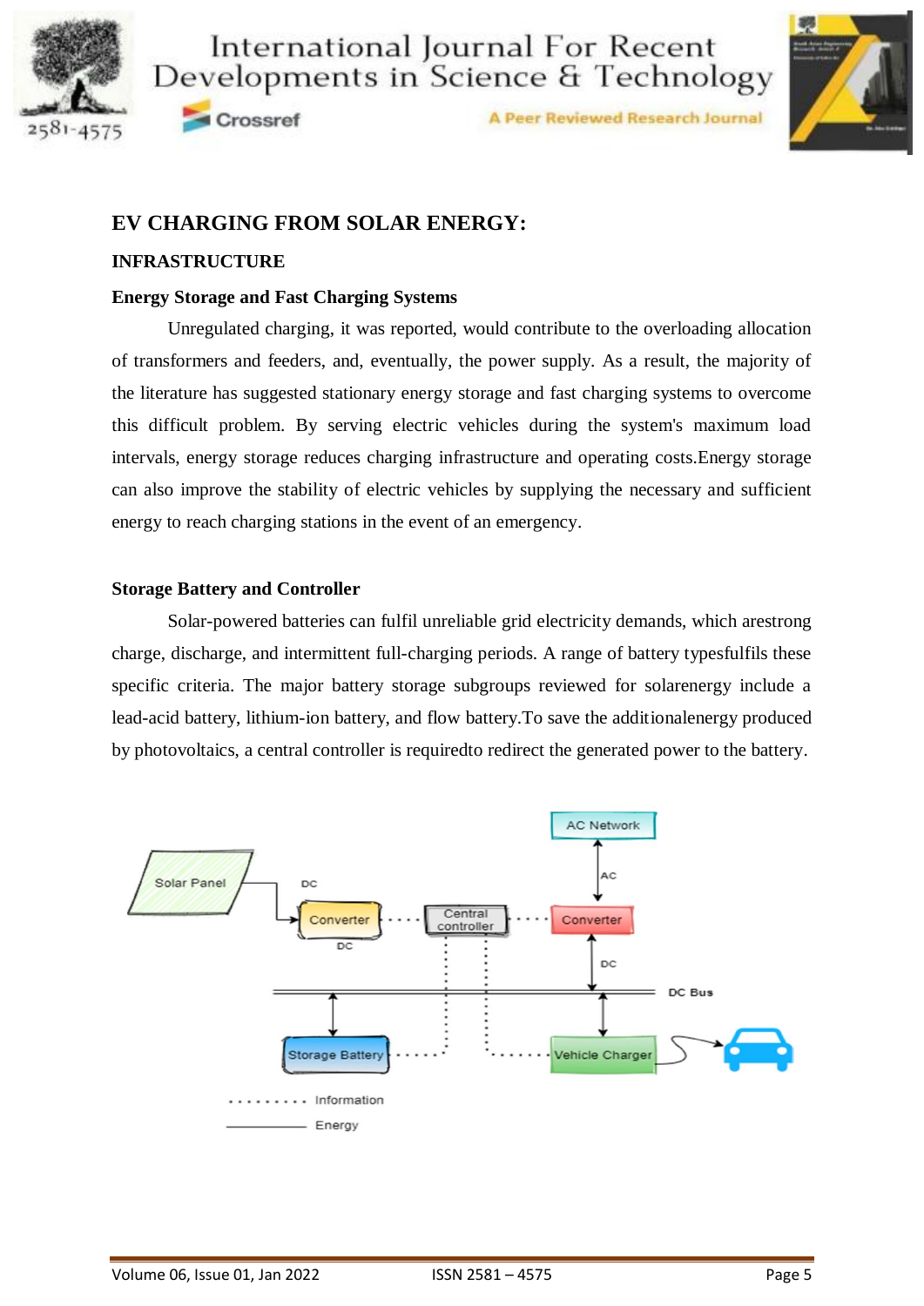## EV CHARGING FROM SOLAR ENERGY:

### INFRASTRUCTURE

### Energy Storage and Fast Charging Systems

Unregulated charging, it was reported, would contribute to the overloading allocation of transformers and feeders, and, eventually, the power supply. As a result, the majority of the literature has suggested stationary energy storage and fast charging systems to overcome this difficult problem. By serving electric vehicles during the system's maximum load intervals, energy storage reduces charging infrastructure and operating costs.Energy storage can also improve the stability of electric vehicles by supplying the necessary and sufficient energy to reach charging stations in the event of an emergency.

### Storage Battery and Controller

Solar-powered batteries can fulfil unreliable grid electricity demands, which arestrong charge, discharge, and intermittent full-charging periods. A range of battery typesfulfils these specific criteria. The major battery storage subgroups reviewed for solarenergy include a lead-acid battery, lithium-ion battery, and flow battery.To save the additionalenergy produced by photovoltaics, a central controller is requiredto redirect the generated power to the battery.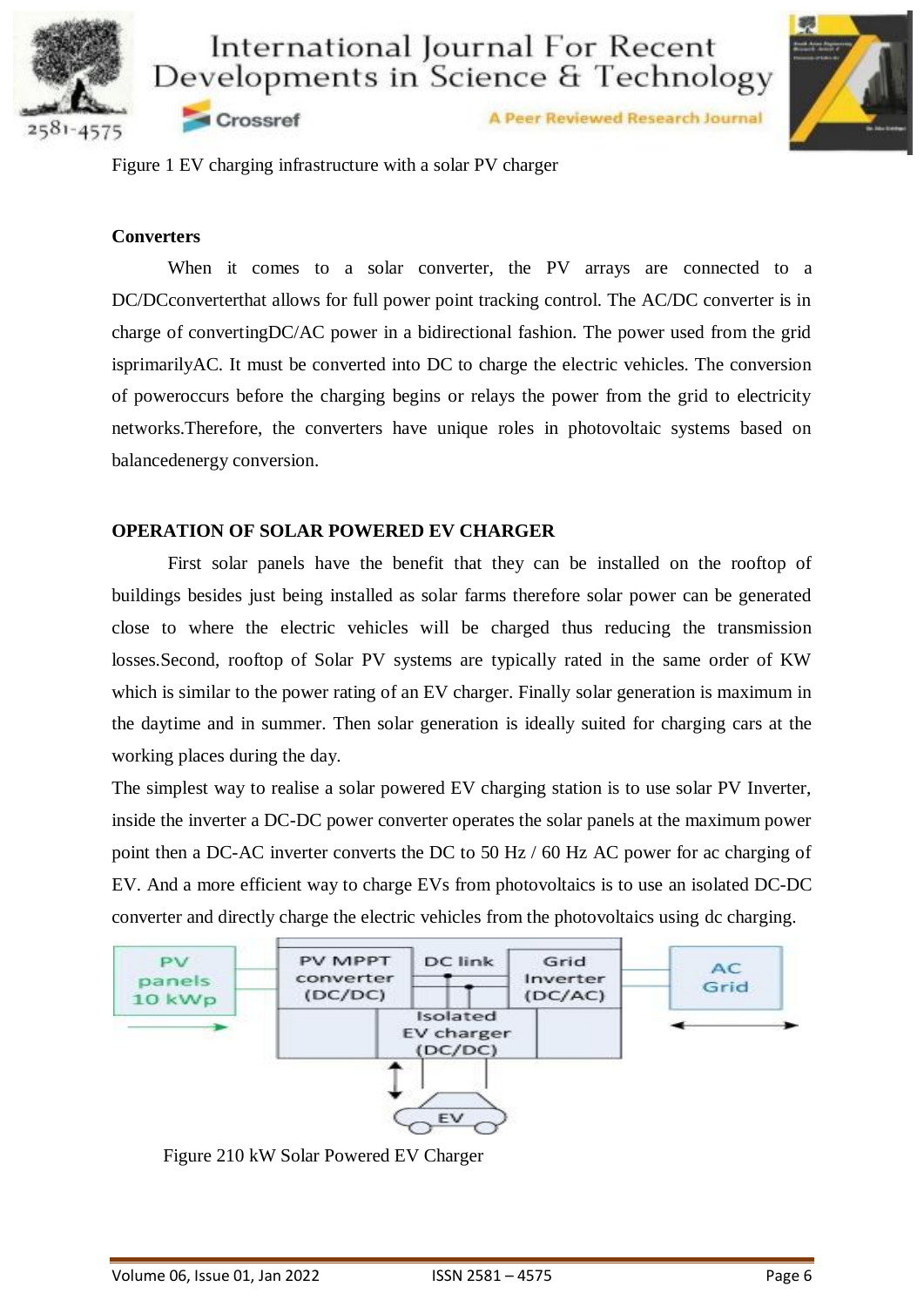Figure 1 EV charging infrastructure with a solar PV charger

**Converters**

When it comes to a solar converter, the PV arrays are connected to a DC/DCconverterthat allows for full power point tracking control. The AC/DC converter is in charge of convertingDC/AC power in a bidirectional fashion. The power used from the grid isprimarilyAC. It must be converted into DC to charge the electric vehicles. The conversion of poweroccurs before the charging begins or relays the power from the grid to electricity networks.Therefore, the converters have unique roles in photovoltaic systems based on balancedenergy conversion.

**OPERATION OF SOLAR POWERED EV CHARGER**

First solar panels have the benefit that they can be installed on the rooftop of buildings besides just being installed as solar farms therefore solar power can be generated close to where the electric vehicles will be charged thus reducing the transmission losses.Second, rooftop of Solar PV systems are typically rated in the same order of KW which is similar to the power rating of an EV charger. Finally solar generation is maximum in the daytime and in summer. Then solar generation is ideally suited for charging cars at the working places during the day.

The simplest way to realise a solar powered EV charging station is to use solar PV Inverter, inside the inverter a DC-DC power converter operates the solar panels at the maximum power point then a DC-AC inverter converts the DC to 50 Hz / 60 Hz AC power for ac charging of EV. And a more efficient way to charge EVs from photovoltaics is to use an isolated DC-DC converter and directly charge the electric vehicles from the photovoltaics using dc charging.

Figure 210 kW Solar Powered EV Charger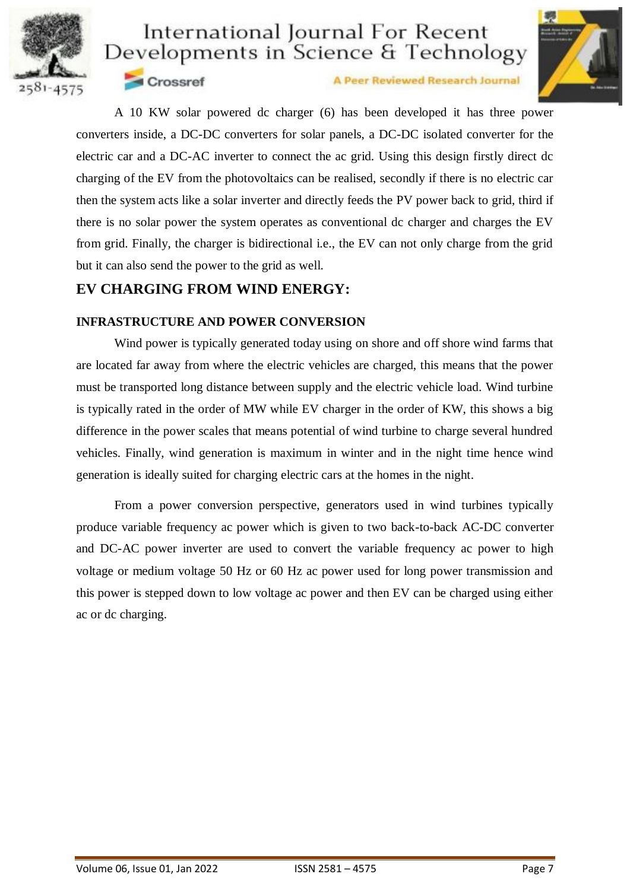A 10 KW solar powered dc charger (6) has been developed it has three power converters inside, a DC-DC converters for solar panels, a DC-DC isolated converter for the electric car and a DC-AC inverter to connect the ac grid. Using this design firstly direct dc charging of the EV from the photovoltaics can be realised, secondly if there is no electric car then the system acts like a solar inverter and directly feeds the PV power back to grid, third if there is no solar power the system operates as conventional dc charger and charges the EV from grid. Finally, the charger is bidirectional i.e., the EV can not only charge from the grid but it can also send the power to the grid as well.

## EV CHARGING FROM WIND ENERGY:

### INFRASTRUCTURE AND POWER CONVERSION

Wind power is typically generated today using on shore and off shore wind farms that are located far away from where the electric vehicles are charged, this means that the power must be transported long distance between supply and the electric vehicle load. Wind turbine is typically rated in the order of MW while EV charger in the order of KW, this shows a big difference in the power scales that means potential of wind turbine to charge several hundred vehicles. Finally, wind generation is maximum in winter and in the night time hence wind generation is ideally suited for charging electric cars at the homes in the night.

From a power conversion perspective, generators used in wind turbines typically produce variable frequency ac power which is given to two back-to-back AC-DC converter and DC-AC power inverter are used to convert the variable frequency ac power to high voltage or medium voltage 50 Hz or 60 Hz ac power used for long power transmission and this power is stepped down to low voltage ac power and then EV can be charged using either ac or dc charging.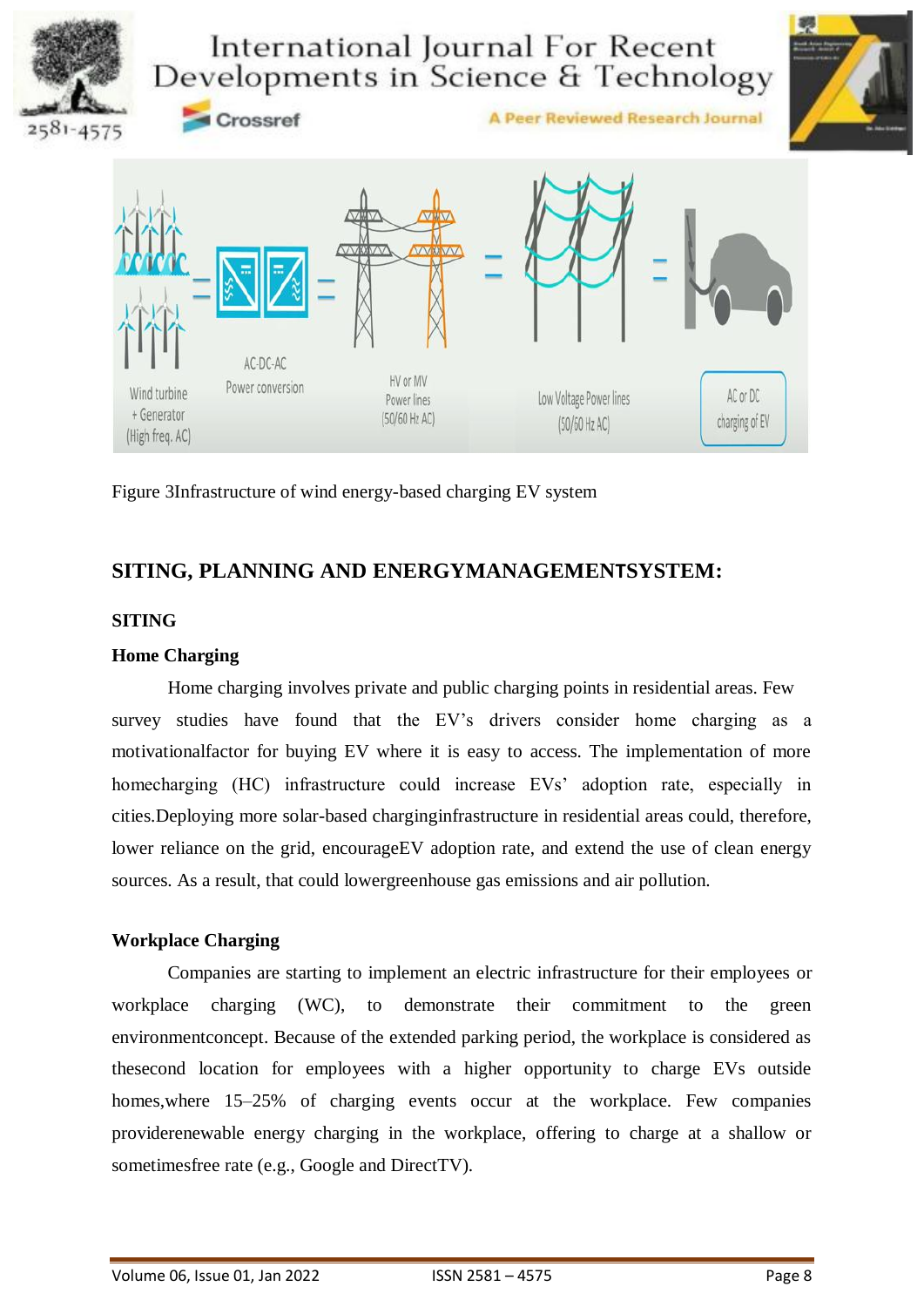Figure 3Infrastructure of wind energy-based charging EV system

## SITING, PLANNING AND ENERGYMANAGEMENTSYSTEM:

### SITING

#### Home Charging

Home charging involves private and public charging points in residential areas. Few survey studies have found that the EV's drivers consider home charging as a motivationalfactor for buying EV where it is easy to access. The implementation of more homecharging (HC) infrastructure could increase EVs' adoption rate, especially in cities.Deploying more solar-based charginginfrastructure in residential areas could, therefore, lower reliance on the grid, encourageEV adoption rate, and extend the use of clean energy sources. As a result, that could lowergreenhouse gas emissions and air pollution.

#### Workplace Charging

Companies are starting to implement an electric infrastructure for their employees or workplace charging (WC), to demonstrate their commitment to the green environmentconcept. Because of the extended parking period, the workplace is considered as thesecond location for employees with a higher opportunity to charge EVs outside homes,where 15–25% of charging events occur at the workplace. Few companies providerenewable energy charging in the workplace, offering to charge at a shallow or sometimesfree rate (e.g., Google and DirectTV).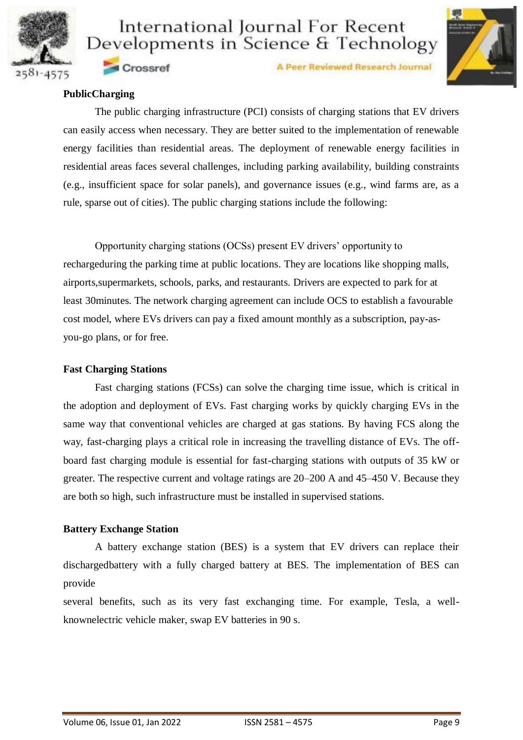**PublicCharging**

The public charging infrastructure (PCI) consists of charging stations that EV drivers can easily access when necessary. They are better suited to the implementation of renewable energy facilities than residential areas. The deployment of renewable energy facilities in residential areas faces several challenges, including parking availability, building constraints (e.g., insufficient space for solar panels), and governance issues (e.g., wind farms are, as a rule, sparse out of cities). The public charging stations include the following:

Opportunity charging stations (OCSs) present EV drivers' opportunity to rechargeduring the parking time at public locations. They are locations like shopping malls, airports,supermarkets, schools, parks, and restaurants. Drivers are expected to park for at least 30minutes. The network charging agreement can include OCS to establish a favourable cost model, where EVs drivers can pay a fixed amount monthly as a subscription, pay-as-you-go plans, or for free.

**Fast Charging Stations**

Fast charging stations (FCSs) can solve the charging time issue, which is critical in the adoption and deployment of EVs. Fast charging works by quickly charging EVs in the same way that conventional vehicles are charged at gas stations. By having FCS along the way, fast-charging plays a critical role in increasing the travelling distance of EVs. The off-board fast charging module is essential for fast-charging stations with outputs of 35 kW or greater. The respective current and voltage ratings are 20–200 A and 45–450 V. Because they are both so high, such infrastructure must be installed in supervised stations.

**Battery Exchange Station**

A battery exchange station (BES) is a system that EV drivers can replace their dischargedbattery with a fully charged battery at BES. The implementation of BES can provide

several benefits, such as its very fast exchanging time. For example, Tesla, a well-knownelectric vehicle maker, swap EV batteries in 90 s.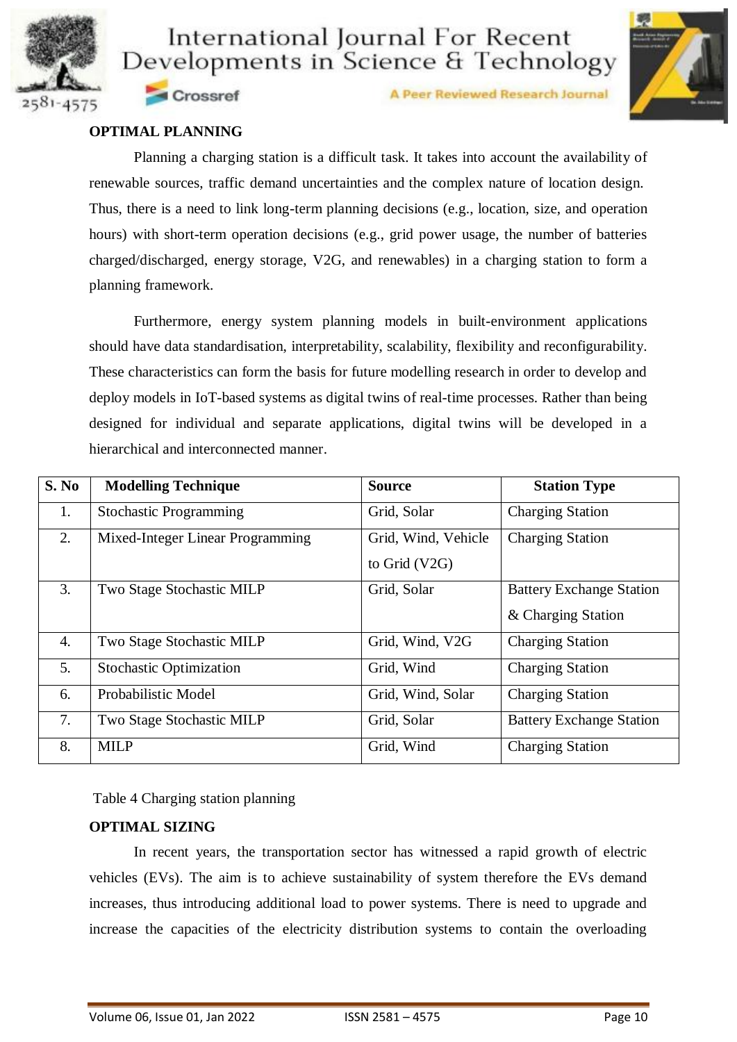## OPTIMAL PLANNING

Planning a charging station is a difficult task. It takes into account the availability of renewable sources, traffic demand uncertainties and the complex nature of location design. Thus, there is a need to link long-term planning decisions (e.g., location, size, and operation hours) with short-term operation decisions (e.g., grid power usage, the number of batteries charged/discharged, energy storage, V2G, and renewables) in a charging station to form a planning framework.

Furthermore, energy system planning models in built-environment applications should have data standardisation, interpretability, scalability, flexibility and reconfigurability. These characteristics can form the basis for future modelling research in order to develop and deploy models in IoT-based systems as digital twins of real-time processes. Rather than being designed for individual and separate applications, digital twins will be developed in a hierarchical and interconnected manner.

| S. No | Modelling Technique | Source | Station Type |
|---|---|---|---|
| 1. | Stochastic Programming | Grid, Solar | Charging Station |
| 2. | Mixed-Integer Linear Programming | Grid, Wind, Vehicle to Grid (V2G) | Charging Station |
| 3. | Two Stage Stochastic MILP | Grid, Solar | Battery Exchange Station & Charging Station |
| 4. | Two Stage Stochastic MILP | Grid, Wind, V2G | Charging Station |
| 5. | Stochastic Optimization | Grid, Wind | Charging Station |
| 6. | Probabilistic Model | Grid, Wind, Solar | Charging Station |
| 7. | Two Stage Stochastic MILP | Grid, Solar | Battery Exchange Station |
| 8. | MILP | Grid, Wind | Charging Station |

Table 4 Charging station planning

## OPTIMAL SIZING

In recent years, the transportation sector has witnessed a rapid growth of electric vehicles (EVs). The aim is to achieve sustainability of system therefore the EVs demand increases, thus introducing additional load to power systems. There is need to upgrade and increase the capacities of the electricity distribution systems to contain the overloading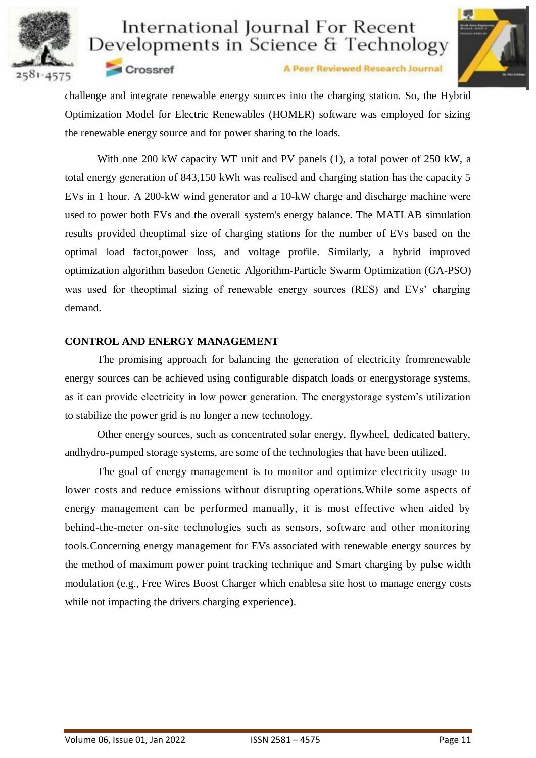challenge and integrate renewable energy sources into the charging station. So, the Hybrid Optimization Model for Electric Renewables (HOMER) software was employed for sizing the renewable energy source and for power sharing to the loads.

With one 200 kW capacity WT unit and PV panels (1), a total power of 250 kW, a total energy generation of 843,150 kWh was realised and charging station has the capacity 5 EVs in 1 hour. A 200-kW wind generator and a 10-kW charge and discharge machine were used to power both EVs and the overall system's energy balance. The MATLAB simulation results provided theoptimal size of charging stations for the number of EVs based on the optimal load factor,power loss, and voltage profile. Similarly, a hybrid improved optimization algorithm basedon Genetic Algorithm-Particle Swarm Optimization (GA-PSO) was used for theoptimal sizing of renewable energy sources (RES) and EVs' charging demand.

## CONTROL AND ENERGY MANAGEMENT

The promising approach for balancing the generation of electricity fromrenewable energy sources can be achieved using configurable dispatch loads or energystorage systems, as it can provide electricity in low power generation. The energystorage system's utilization to stabilize the power grid is no longer a new technology.

Other energy sources, such as concentrated solar energy, flywheel, dedicated battery, andhydro-pumped storage systems, are some of the technologies that have been utilized.

The goal of energy management is to monitor and optimize electricity usage to lower costs and reduce emissions without disrupting operations.While some aspects of energy management can be performed manually, it is most effective when aided by behind-the-meter on-site technologies such as sensors, software and other monitoring tools.Concerning energy management for EVs associated with renewable energy sources by the method of maximum power point tracking technique and Smart charging by pulse width modulation (e.g., Free Wires Boost Charger which enablesa site host to manage energy costs while not impacting the drivers charging experience).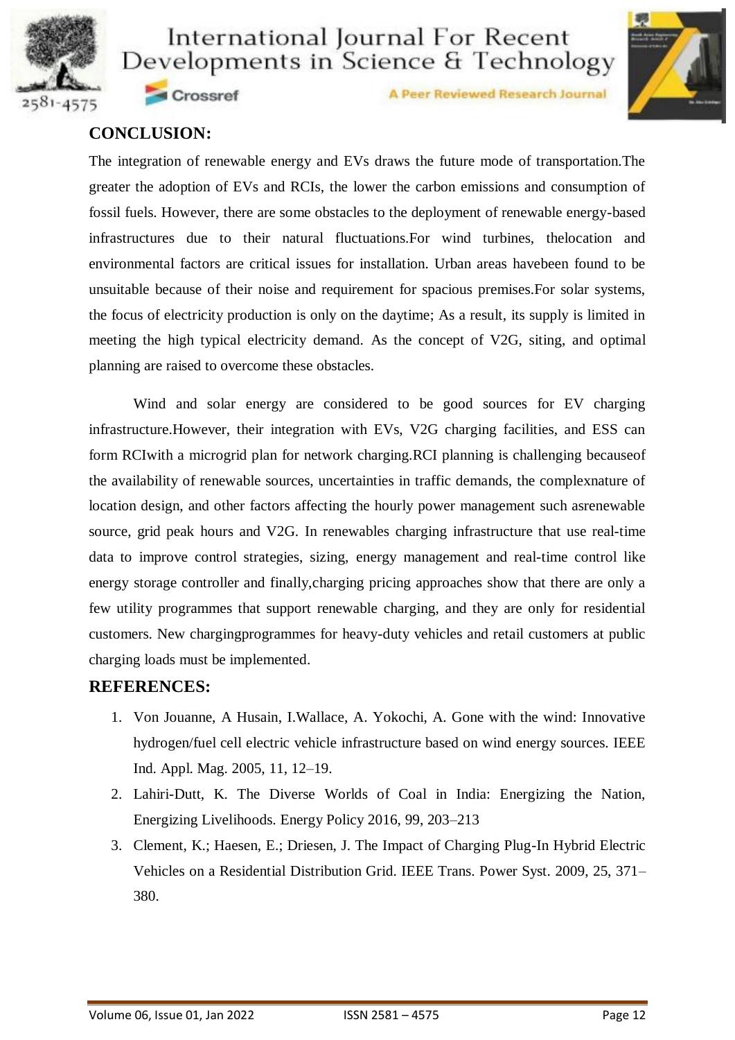## CONCLUSION:

The integration of renewable energy and EVs draws the future mode of transportation.The greater the adoption of EVs and RCIs, the lower the carbon emissions and consumption of fossil fuels. However, there are some obstacles to the deployment of renewable energy-based infrastructures due to their natural fluctuations.For wind turbines, thelocation and environmental factors are critical issues for installation. Urban areas havebeen found to be unsuitable because of their noise and requirement for spacious premises.For solar systems, the focus of electricity production is only on the daytime; As a result, its supply is limited in meeting the high typical electricity demand. As the concept of V2G, siting, and optimal planning are raised to overcome these obstacles.

Wind and solar energy are considered to be good sources for EV charging infrastructure.However, their integration with EVs, V2G charging facilities, and ESS can form RCIwith a microgrid plan for network charging.RCI planning is challenging becauseof the availability of renewable sources, uncertainties in traffic demands, the complexnature of location design, and other factors affecting the hourly power management such asrenewable source, grid peak hours and V2G. In renewables charging infrastructure that use real-time data to improve control strategies, sizing, energy management and real-time control like energy storage controller and finally,charging pricing approaches show that there are only a few utility programmes that support renewable charging, and they are only for residential customers. New chargingprogrammes for heavy-duty vehicles and retail customers at public charging loads must be implemented.

## REFERENCES:

1. Von Jouanne, A Husain, I.Wallace, A. Yokochi, A. Gone with the wind: Innovative hydrogen/fuel cell electric vehicle infrastructure based on wind energy sources. IEEE Ind. Appl. Mag. 2005, 11, 12–19.
2. Lahiri-Dutt, K. The Diverse Worlds of Coal in India: Energizing the Nation, Energizing Livelihoods. Energy Policy 2016, 99, 203–213
3. Clement, K.; Haesen, E.; Driesen, J. The Impact of Charging Plug-In Hybrid Electric Vehicles on a Residential Distribution Grid. IEEE Trans. Power Syst. 2009, 25, 371–380.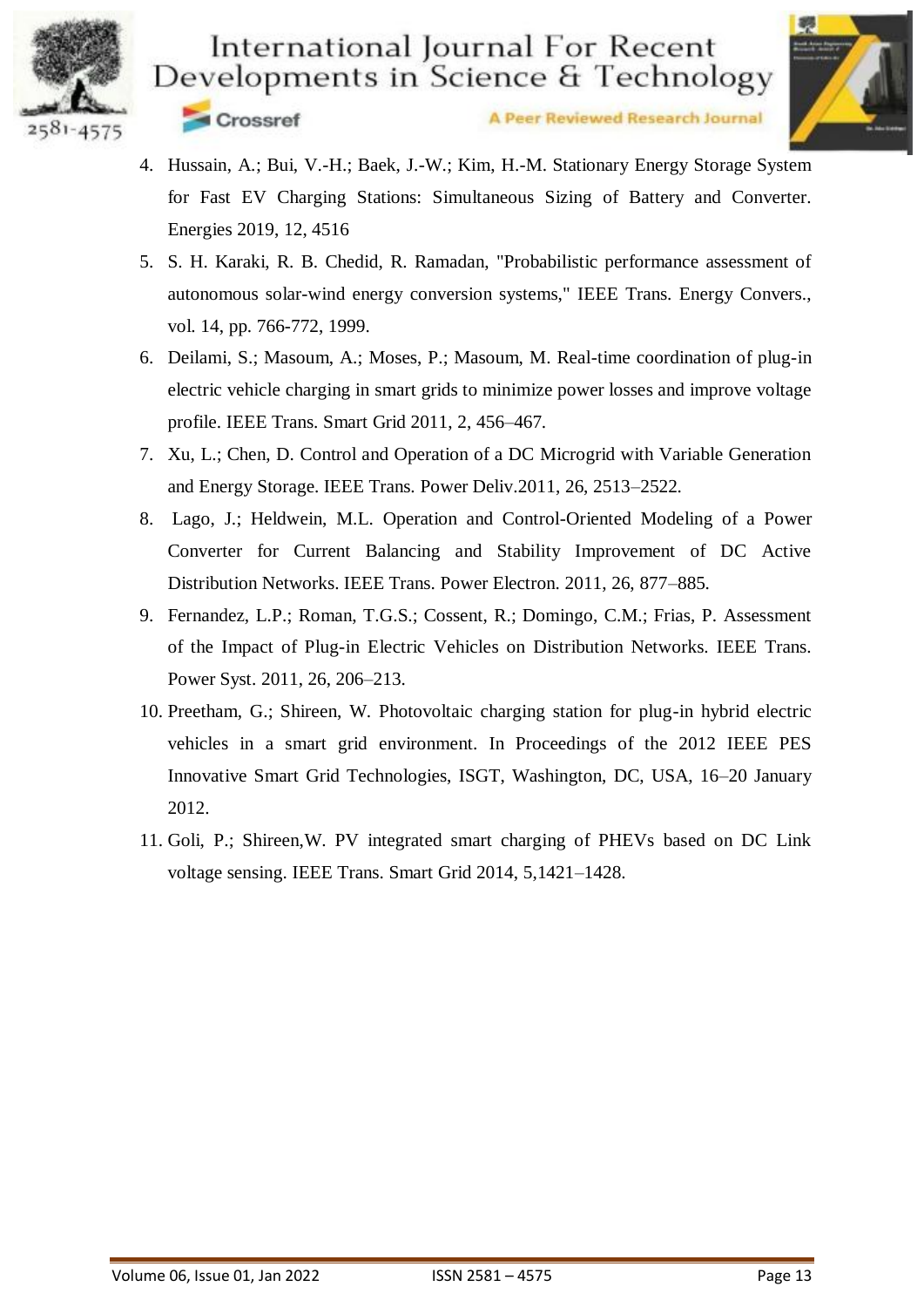4. Hussain, A.; Bui, V.-H.; Baek, J.-W.; Kim, H.-M. Stationary Energy Storage System for Fast EV Charging Stations: Simultaneous Sizing of Battery and Converter. Energies 2019, 12, 4516
5. S. H. Karaki, R. B. Chedid, R. Ramadan, "Probabilistic performance assessment of autonomous solar-wind energy conversion systems," IEEE Trans. Energy Convers., vol. 14, pp. 766-772, 1999.
6. Deilami, S.; Masoum, A.; Moses, P.; Masoum, M. Real-time coordination of plug-in electric vehicle charging in smart grids to minimize power losses and improve voltage profile. IEEE Trans. Smart Grid 2011, 2, 456–467.
7. Xu, L.; Chen, D. Control and Operation of a DC Microgrid with Variable Generation and Energy Storage. IEEE Trans. Power Deliv.2011, 26, 2513–2522.
8. Lago, J.; Heldwein, M.L. Operation and Control-Oriented Modeling of a Power Converter for Current Balancing and Stability Improvement of DC Active Distribution Networks. IEEE Trans. Power Electron. 2011, 26, 877–885.
9. Fernandez, L.P.; Roman, T.G.S.; Cossent, R.; Domingo, C.M.; Frias, P. Assessment of the Impact of Plug-in Electric Vehicles on Distribution Networks. IEEE Trans. Power Syst. 2011, 26, 206–213.
10. Preetham, G.; Shireen, W. Photovoltaic charging station for plug-in hybrid electric vehicles in a smart grid environment. In Proceedings of the 2012 IEEE PES Innovative Smart Grid Technologies, ISGT, Washington, DC, USA, 16–20 January 2012.
11. Goli, P.; Shireen,W. PV integrated smart charging of PHEVs based on DC Link voltage sensing. IEEE Trans. Smart Grid 2014, 5,1421–1428.